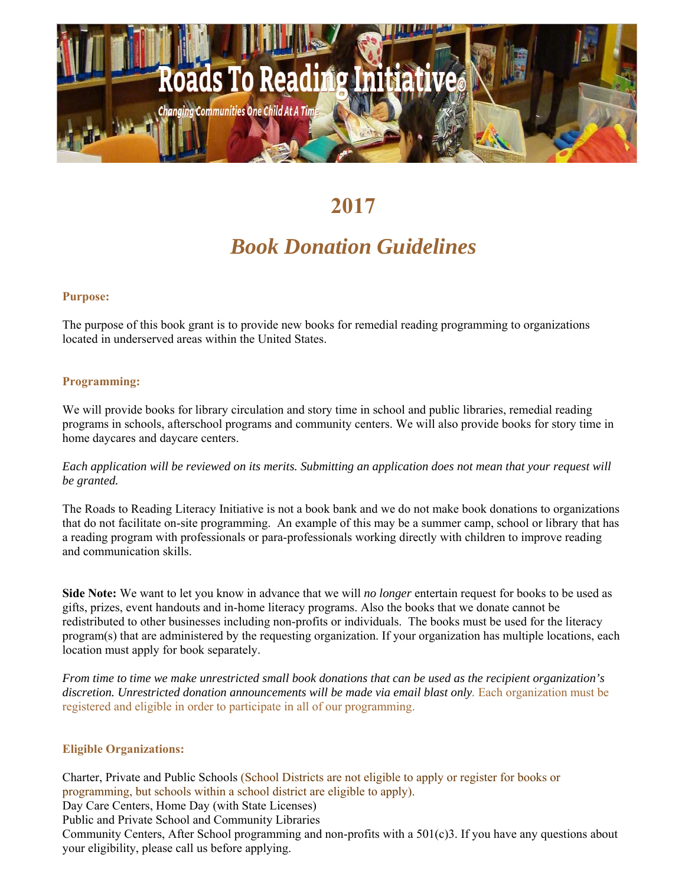# 2017

## *Book Donation Guidelines*

**Purpose:**

The purpose of this book grant is to provide new books for remedial reading programming to organizations located in underserved areas within the United States.

**Programming:**

We will provide books for library circulation and story time in school and public libraries, remedial reading programs in schools, afterschool programs and community centers. We will also provide books for story time in home daycares and daycare centers.

*Each application will be reviewed on its merits. Submitting an application does not mean that your request will be granted.*

The Roads to Reading Literacy Initiative is not a book bank and we do not make book donations to organizations that do not facilitate on-site programming. An example of this may be a summer camp, school or library that has a reading program with professionals or para-professionals working directly with children to improve reading and communication skills.

**Side Note:** We want to let you know in advance that we will *no longer* entertain request for books to be used as gifts, prizes, event handouts and in-home literacy programs. Also the books that we donate cannot be redistributed to other businesses including non-profits or individuals. The books must be used for the literacy program(s) that are administered by the requesting organization. If your organization has multiple locations, each location must apply for book separately.

*From time to time we make unrestricted small book donations that can be used as the recipient organization's discretion. Unrestricted donation announcements will be made via email blast only*. Each organization must be registered and eligible in order to participate in all of our programming.

**Eligible Organizations:**

Charter, Private and Public Schools (School Districts are not eligible to apply or register for books or programming, but schools within a school district are eligible to apply).
Day Care Centers, Home Day (with State Licenses)
Public and Private School and Community Libraries
Community Centers, After School programming and non-profits with a 501(c)3. If you have any questions about your eligibility, please call us before applying.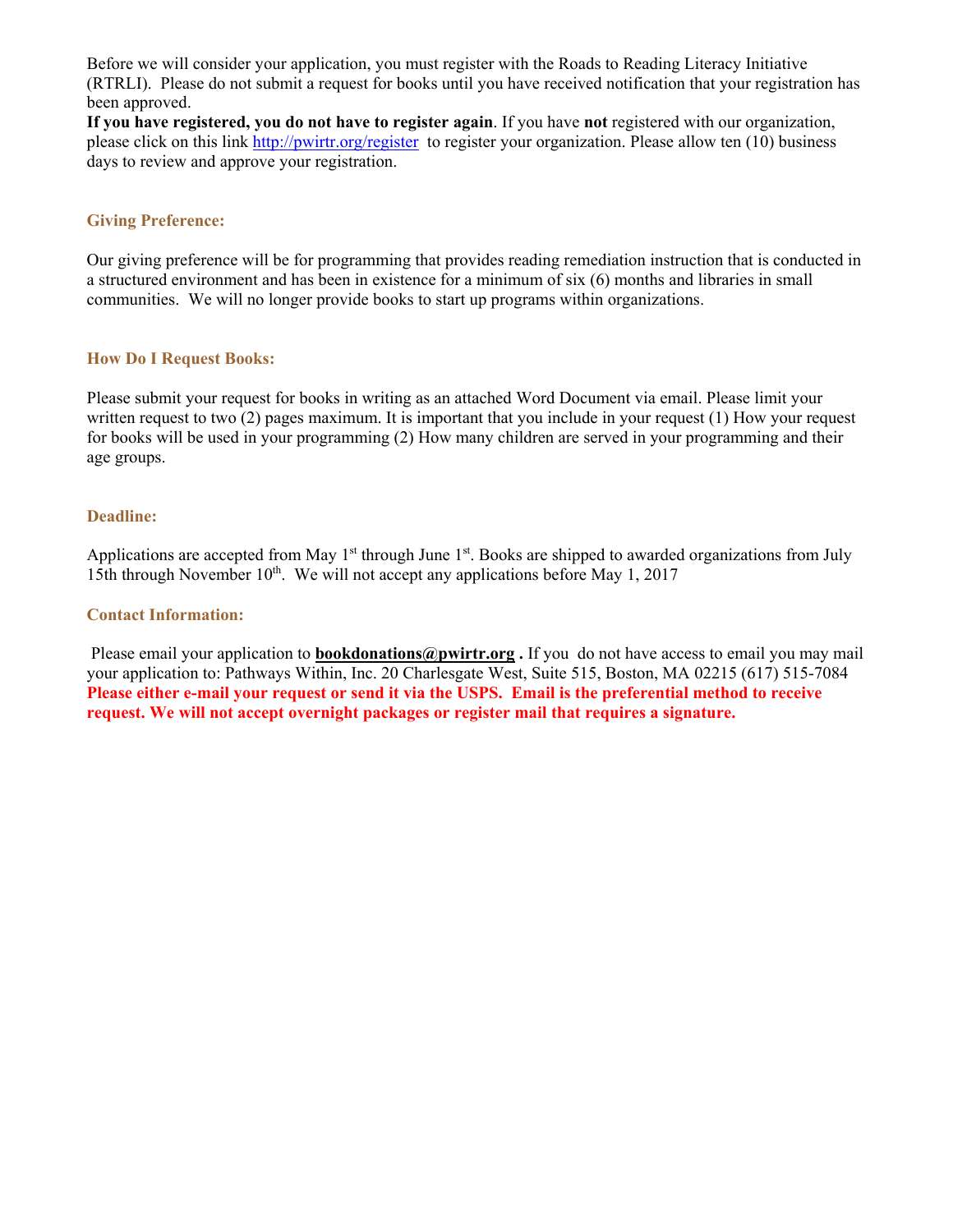Before we will consider your application, you must register with the Roads to Reading Literacy Initiative (RTRLI). Please do not submit a request for books until you have received notification that your registration has been approved.

**If you have registered, you do not have to register again**. If you have **not** registered with our organization, please click on this link http://pwirtr.org/register to register your organization. Please allow ten (10) business days to review and approve your registration.

### Giving Preference:

Our giving preference will be for programming that provides reading remediation instruction that is conducted in a structured environment and has been in existence for a minimum of six (6) months and libraries in small communities. We will no longer provide books to start up programs within organizations.

### How Do I Request Books:

Please submit your request for books in writing as an attached Word Document via email. Please limit your written request to two (2) pages maximum. It is important that you include in your request (1) How your request for books will be used in your programming (2) How many children are served in your programming and their age groups.

### Deadline:

Applications are accepted from May 1st through June 1st. Books are shipped to awarded organizations from July 15th through November 10th. We will not accept any applications before May 1, 2017

### Contact Information:

Please email your application to **bookdonations@pwirtr.org** . If you do not have access to email you may mail your application to: Pathways Within, Inc. 20 Charlesgate West, Suite 515, Boston, MA 02215 (617) 515-7084
**Please either e-mail your request or send it via the USPS. Email is the preferential method to receive request. We will not accept overnight packages or register mail that requires a signature.**